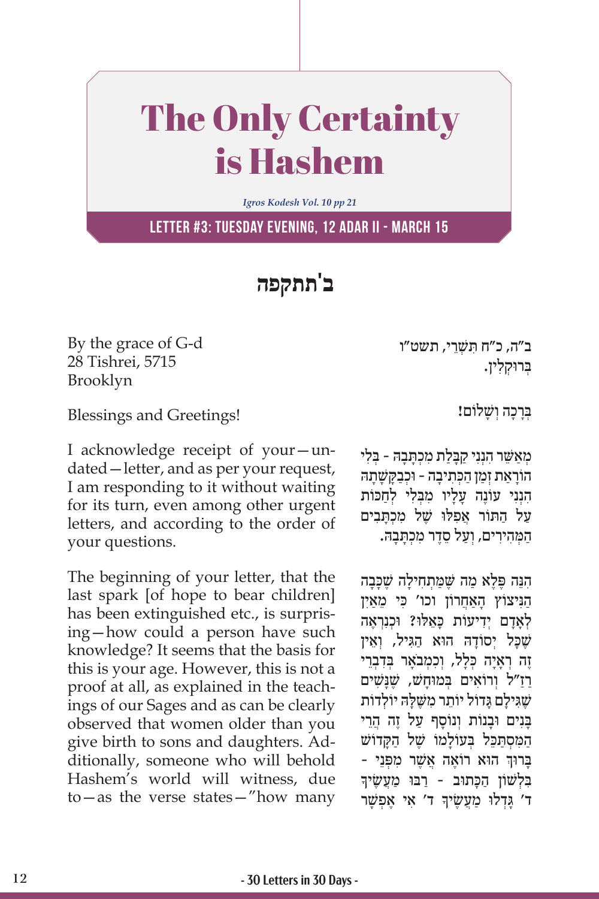# The Only Certainty is Hashem

*Igros Kodesh Vol. 10 pp 21*

**LETTER #3: TUESDAY EVENING, 12 ADAR II - MARCH 15**

## ב'תתקפה

By the grace of G-d
28 Tishrei, 5715
Brooklyn

Blessings and Greetings!

I acknowledge receipt of your—undated—letter, and as per your request, I am responding to it without waiting for its turn, even among other urgent letters, and according to the order of your questions.

The beginning of your letter, that the last spark [of hope to bear children] has been extinguished etc., is surprising—how could a person have such knowledge? It seems that the basis for this is your age. However, this is not a proof at all, as explained in the teachings of our Sages and as can be clearly observed that women older than you give birth to sons and daughters. Additionally, someone who will behold Hashem's world will witness, due to—as the verse states—"how many

ב"ה, כ"ח תִּשְׁרֵי, תשט"ו
בְּרוּקְלִין.

בְּרָכָה וְשָׁלוֹם!

מְאַשֵּׁר הִנְנִי קַבָּלַת מִכְתָּבָהּ - בְּלִי הוֹרָאַת זְמַן הַכְּתִיבָה - וּכְבַקָּשָׁתָהּ הִנְנִי עוֹנֶה עָלָיו מִבְּלִי לְחַכּוֹת עַל הַתּוֹר אֲפִלּוּ שֶׁל מִכְתָּבִים הַמְּהִירִים, וְעַל סֵדֶר מִכְתָּבָהּ.

הִנֵּה פֶּלֶא מַה שֶּׁמַּתְחִילָה שֶׁכָּבָה הַנִּיצוֹץ הָאַחֲרוֹן וכו' כִּי מֵאַיִן לְאָדָם יְדִיעוֹת כָּאֵלּוּ? וּכְנִרְאֶה שֶׁכָּל יְסוֹדָהּ הוּא הַגִּיל, וְאֵין זֶה רְאָיָה כְּלָל, וְכִמְבֹאָר בְּדִבְרֵי רַזַ"ל וְרוֹאִים בְּמוּחָשׁ, שֶׁנָּשִׁים שֶׁגִּילָם גָּדוֹל יוֹתֵר מִשֶּׁלָּהּ יוֹלְדוֹת בָּנִים וּבָנוֹת וְנוֹסָף עַל זֶה הֲרֵי הַמִּסְתַּכֵּל בְּעוֹלָמוֹ שֶׁל הַקָּדוֹשׁ בָּרוּךְ הוּא רוֹאֶה אֲשֶׁר מִפְּנֵי - בִּלְשׁוֹן הַכָּתוּב - רַבּוּ מַעֲשֶׂיךָ ד' גָּדְלוּ מַעֲשֶׂיךָ ד' אִי אֶפְשָׁר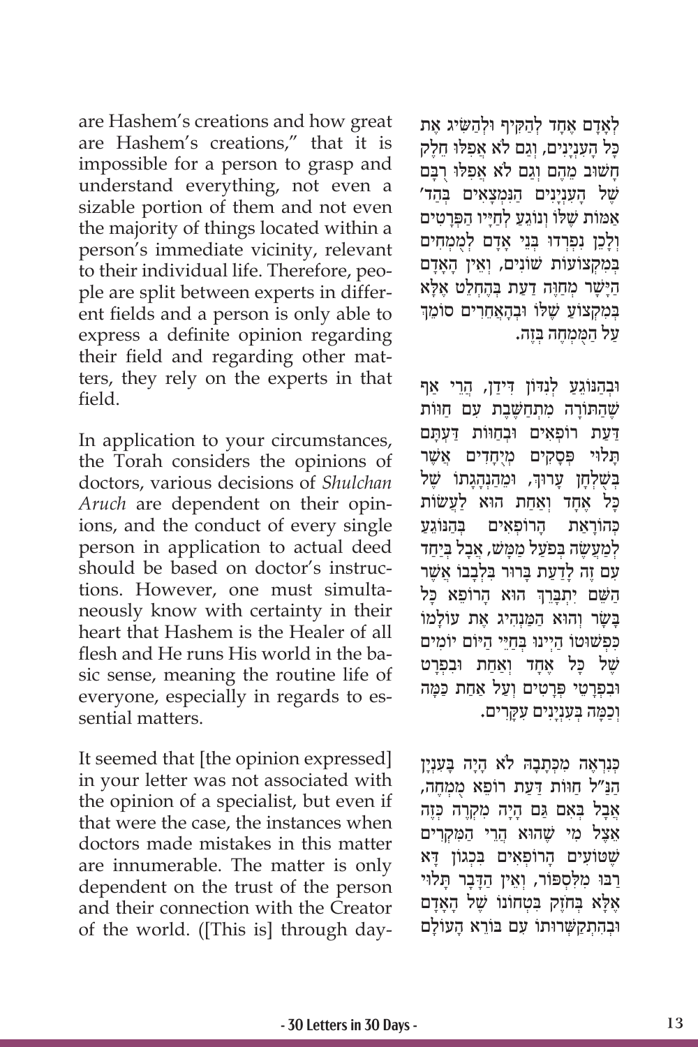are Hashem's creations and how great are Hashem's creations," that it is impossible for a person to grasp and understand everything, not even a sizable portion of them and not even the majority of things located within a person's immediate vicinity, relevant to their individual life. Therefore, people are split between experts in different fields and a person is only able to express a definite opinion regarding their field and regarding other matters, they rely on the experts in that field.

In application to your circumstances, the Torah considers the opinions of doctors, various decisions of *Shulchan Aruch* are dependent on their opinions, and the conduct of every single person in application to actual deed should be based on doctor's instructions. However, one must simultaneously know with certainty in their heart that Hashem is the Healer of all flesh and He runs His world in the basic sense, meaning the routine life of everyone, especially in regards to essential matters.

It seemed that [the opinion expressed] in your letter was not associated with the opinion of a specialist, but even if that were the case, the instances when doctors made mistakes in this matter are innumerable. The matter is only dependent on the trust of the person and their connection with the Creator of the world. ([This is] through day-

לְאָדָם אֶחָד לְהַקִּיף וּלְהַשִּׂיג אֶת כָּל הָעִנְיָנִים, וְגַם לֹא אֲפִלּוּ חֵלֶק חָשׁוּב מֵהֶם וְגַם לֹא אֲפִלּוּ רֻבָּם שֶׁל הָעִנְיָנִים הַנִּמְצָאִים בְּהַד' אַמּוֹת שֶׁלּוֹ וְנוֹגֵעַ לְחַיָּיו הַפְּרָטִים וְלָכֵן נִפְרְדוּ בְּנֵי אָדָם לִמְמֻחִים בְּמִקְצוֹעוֹת שׁוֹנִים, וְאֵין הָאָדָם הַיָּשָׁר מְחַוֶּה דַעַת בְּהֶחְלֵט אֶלָּא בְּמִקְצוֹעַ שֶׁלּוֹ וּבְהָאֲחֵרִים סוֹמֵךְ עַל הַמֻּמְחֶה בְּזֶה.

וּבְהַנּוֹגֵעַ לְנִדּוֹן דִּידַן, הֲרֵי אַף שֶׁהַתּוֹרָה מִתְחַשֶּׁבֶת עִם חַוּוֹת דַּעַת רוֹפְאִים וּבְחַוּוֹת דַּעְתָּם תְּלוּיִ פְּסָקִים מְיֻחָדִים אֲשֶׁר בְּשֻׁלְחָן עָרוּךְ, וּמֵהַנְהָגָתוֹ שֶׁל כָּל אֶחָד וְאַחַת הוּא לַעֲשׂוֹת כְּהוֹרָאַת הָרוֹפְאִים בְּהַנּוֹגֵעַ לְמַעֲשֶׂה בְּפֹעַל מַמָּשׁ, אֲבָל בְּיַחַד עִם זֶה לָדַעַת בָּרוּר בִּלְבָבוֹ אֲשֶׁר הַשֵּׁם יִתְבָּרֵךְ הוּא הָרוֹפֵא כָּל בָּשָׂר וְהוּא הַמַּנְהִיג אֶת עוֹלָמוֹ כִּפְשׁוּטוֹ הַיְינוּ בְּחַיֵּי הַיּוֹם יוֹמִים שֶׁל כָּל אֶחָד וְאַחַת וּבִפְרָט וּבִפְרָטֵי פְּרָטִים וְעַל אַחַת כַּמָּה וְכַמָּה בְּעִנְיָנִים עִקָּרִים.

כִּנִּרְאֶה מִכְּתָבָהּ לֹא הָיָה בָּעִנְיָן הַנַּ"ל חַוּוֹת דַּעַת רוֹפֵא מֻמְחֶה, אֲבָל בְּאִם גַּם הָיָה מִקְרֶה כָּזֶה אֵצֶל מִי שֶׁהוּא הֲרֵי הַמִּקְרִים שֶׁטּוֹעִים הָרוֹפְאִים בִּכְגוֹן דָּא רַבּוּ מִלְּסְפּוֹר, וְאֵין הַדָּבָר תָּלוּי אֶלָּא בְּחֹזֶק בִּטְחוֹנוֹ שֶׁל הָאָדָם וּבְהִתְקַשְּׁרוּתוֹ עִם בּוֹרֵא הָעוֹלָם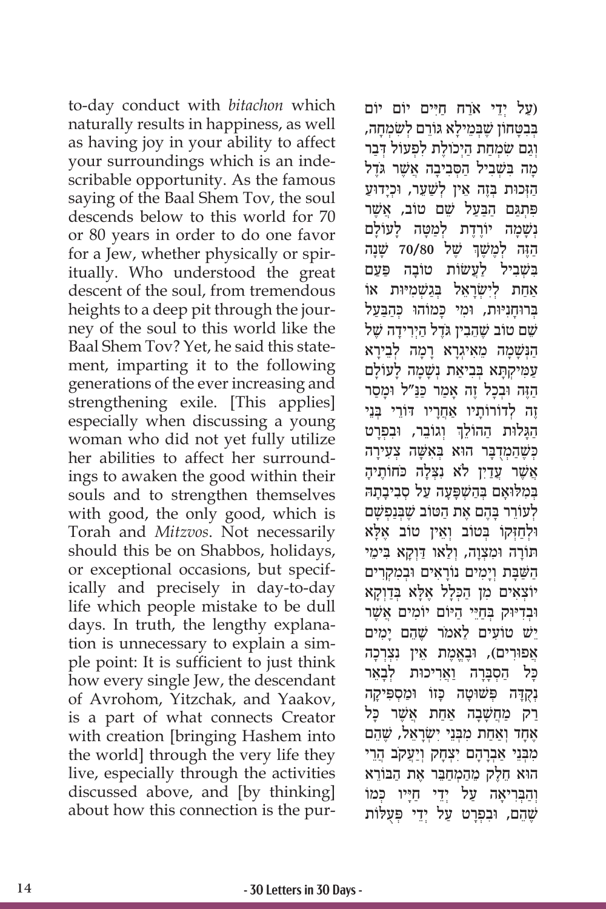to-day conduct with *bitachon* which naturally results in happiness, as well as having joy in your ability to affect your surroundings which is an indescribable opportunity. As the famous saying of the Baal Shem Tov, the soul descends below to this world for 70 or 80 years in order to do one favor for a Jew, whether physically or spiritually. Who understood the great descent of the soul, from tremendous heights to a deep pit through the journey of the soul to this world like the Baal Shem Tov? Yet, he said this statement, imparting it to the following generations of the ever increasing and strengthening exile. [This applies] especially when discussing a young woman who did not yet fully utilize her abilities to affect her surroundings to awaken the good within their souls and to strengthen themselves with good, the only good, which is Torah and *Mitzvos*. Not necessarily should this be on Shabbos, holidays, or exceptional occasions, but specifically and precisely in day-to-day life which people mistake to be dull days. In truth, the lengthy explanation is unnecessary to explain a simple point: It is sufficient to just think how every single Jew, the descendant of Avrohom, Yitzchak, and Yaakov, is a part of what connects Creator with creation [bringing Hashem into the world] through the very life they live, especially through the activities discussed above, and [by thinking] about how this connection is the pur-

(עַל יְדֵי אֹרַח חַיִּים יוֹם יוֹם בְּבִטָּחוֹן שֶׁבְּמֵילָא גּוֹרֵם לְשִׂמְחָה, וְגַם שִׂמְחַת הַיְכוֹלֶת לִפְעוֹל דְּבַר מָה בִּשְׁבִיל הַסְּבִיבָה אֲשֶׁר גֹּדֶל הַזְּכוּת בְּזֶה אֵין לְשַׁעֵר, וּכְיָדוּעַ פִּתְגַּם הַבַּעַל שֵׁם טוֹב, אֲשֶׁר נְשָׁמָה יוֹרֶדֶת לְמַטָּה לָעוֹלָם הַזֶּה לְמֶשֶׁךְ שֶׁל 70/80 שָׁנָה בִּשְׁבִיל לַעֲשׂוֹת טוֹבָה פַּעַם אַחַת לְיִשְׂרָאֵל בְּגַשְׁמִיּוּת אוֹ בְּרוּחָנִיּוּת, וּמִי כָּמוֹהוּ כְּהַבַּעַל שֵׁם טוֹב שֶׁהֵבִין גֹּדֶל הַיְרִידָה שֶׁל הַנְּשָׁמָה מֵאִיגְרָא רָמָה לְבֵירָא עַמִּיקְתָּא בְּבִיאַת נְשָׁמָה לָעוֹלָם הַזֶּה וּבְכָל זֶה אָמַר כַּנַּ"ל וּמָסַר זֶה לְדוֹרוֹתָיו אַחֲרָיו דּוֹרֵי בְּנֵי הַגָּלוּת הַהוֹלֵךְ וְגוֹבֵר, וּבִפְרָט כְּשֶׁהַמְדֻבָּר הוּא בְּאִשָּׁה צְעִירָה אֲשֶׁר עֲדַיִן לֹא נִצְּלָה כֹּחוֹתֶיהָ בִּמְלוֹאָם בְּהַשְׁפָּעָה עַל סְבִיבָתָהּ לְעוֹרֵר בָּהֶם אֶת הַטּוֹב שֶׁבְּנַפְשָׁם וּלְחַזְּקוֹ בְּטוֹב וְאֵין טוֹב אֶלָּא תּוֹרָה וּמִצְוָה, וְלָאו דַּוְקָא בִּימֵי הַשַּׁבָּת וְיָמִים נוֹרָאִים וּבְמִקְרִים יוֹצְאִים מִן הַכְּלָל אֶלָּא בְּדַוְקָא וּבְדִיּוּק בְּחַיֵּי הַיּוֹם יוֹמִים אֲשֶׁר יֵשׁ טוֹעִים לֵאמֹר שֶׁהֵם יָמִים אֲפוֹרִים), וּבֶאֱמֶת אֵין נִצְרָכָה כָּל הַסְבָּרָה וַאֲרִיכוּת לְבָאֵר נְקֻדָּה פְּשׁוּטָה כָּזוֹ וּמַסְפִּיקָה רַק מַחֲשָׁבָה אַחַת אֲשֶׁר כָּל אֶחָד וְאַחַת מִבְּנֵי יִשְׂרָאֵל, שֶׁהֵם מִבְּנֵי אַבְרָהָם יִצְחָק וְיַעֲקֹב הֲרֵי הוּא חֵלֶק מֵהַמְחַבֵּר אֶת הַבּוֹרֵא וְהַבְּרִיאָה עַל יְדֵי חַיָּיו כְּמוֹ שֶׁהֵם, וּבִפְרָט עַל יְדֵי פְּעֻלּוֹת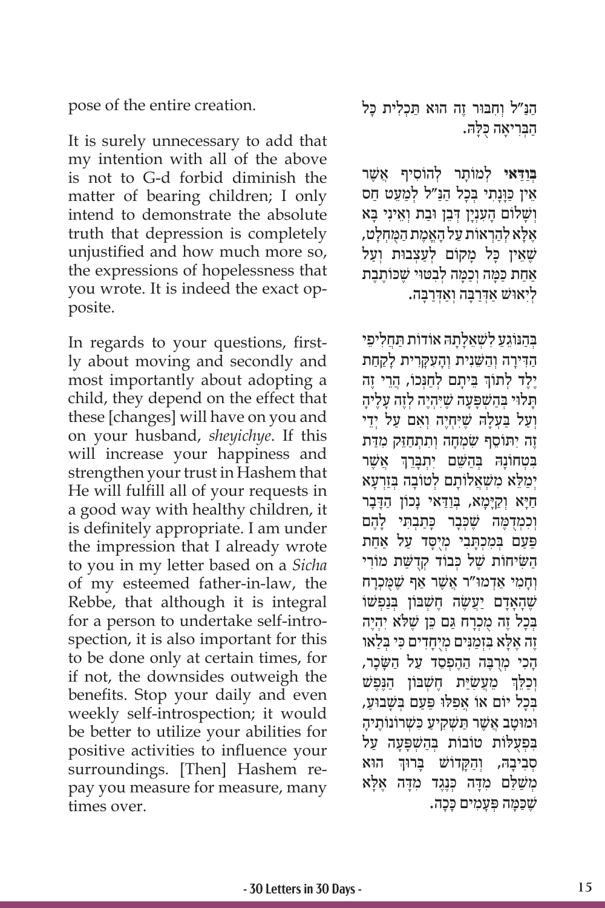pose of the entire creation.

It is surely unnecessary to add that my intention with all of the above is not to G-d forbid diminish the matter of bearing children; I only intend to demonstrate the absolute truth that depression is completely unjustified and how much more so, the expressions of hopelessness that you wrote. It is indeed the exact opposite.

In regards to your questions, firstly about moving and secondly and most importantly about adopting a child, they depend on the effect that these [changes] will have on you and on your husband, *sheyichye*. If this will increase your happiness and strengthen your trust in Hashem that He will fulfill all of your requests in a good way with healthy children, it is definitely appropriate. I am under the impression that I already wrote to you in my letter based on a *Sicha* of my esteemed father-in-law, the Rebbe, that although it is integral for a person to undertake self-introspection, it is also important for this to be done only at certain times, for if not, the downsides outweigh the benefits. Stop your daily and even weekly self-introspection; it would be better to utilize your abilities for positive activities to influence your surroundings. [Then] Hashem repay you measure for measure, many times over.

הַנַּ"ל וְחִבּוּר זֶה הוּא תַּכְלִית כָּל הַבְּרִיאָה כֻּלָּהּ.

**בְּוַדַּאי** לְמוֹתָר לְהוֹסִיף אֲשֶׁר אֵין כַּוָּנָתִי בְּכָל הַנַּ"ל לְמַעֵט חַס וְשָׁלוֹם הָעִנְיָן דְּבֵן וּבַת וְאֵינִי בָּא אֶלָּא לְהַרְאוֹת עַל הָאֱמֶת הַמֻּחְלָט, שֶׁאֵין כָּל מָקוֹם לְעַצְבוּת וְעַל אַחַת כַּמָּה וְכַמָּה לְבִטּוּי שֶׁכּוֹתֶבֶת לְיֵאוּשׁ אַדְּרַבָּה וְאַדְּרַבָּה.

בְּהַנּוֹגֵעַ לִשְׁאֵלָתָהּ אוֹדוֹת תַּחֲלִיפֵי הַדִּירָה וְהַשֵּׁנִית וְהָעִקָּרִית לָקַחַת יֶלֶד לְתוֹךְ בֵּיתָם לְחַנְּכוֹ, הֲרֵי זֶה תָּלוּי בְּהַשְׁפָּעָה שֶׁיִּהְיֶה לָזֶה עָלֶיהָ וְעַל בַּעְלָהּ שֶׁיִּחְיֶה וְאִם עַל יְדֵי זֶה יִתּוֹסֵף שִׂמְחָה וְתִתְחַזֵּק מִדַּת בִּטְחוֹנָהּ בְּהַשֵּׁם יִתְבָּרֵךְ אֲשֶׁר יְמַלֵּא מִשְׁאֲלוֹתָם לְטוֹבָה בְּזַרְעָא חַיָּא וְקַיָּמָא, בְּוַדַּאי נָכוֹן הַדָּבָר וּכְמִדֻּמֶּה שֶׁכְּבָר כָּתַבְתִּי לָהֶם פַּעַם בְּמִכְתָּבִי מְיֻסָּד עַל אַחַת הַשִּׂיחוֹת שֶׁל כְּבוֹד קְדֻשַּׁת מוֹרִי וְחָמִי אַדְמוּ"ר אֲשֶׁר אַף שֶׁמֻּכְרָח שֶׁהָאָדָם יַעֲשֶׂה חֶשְׁבּוֹן בְּנַפְשׁוֹ בְּכָל זֶה מֻכְרָח גַּם כֵּן שֶׁלֹּא יִהְיֶה זֶה אֶלָּא בִּזְמַנִּים מְיֻחָדִים כִּי בְּלָאו הָכֵי מְרֻבֶּה הַהֶפְסֵד עַל הַשָּׂכָר, וְכַלֵּךְ מֵעֲשִׂיַּת חֶשְׁבּוֹן הַנֶּפֶשׁ בְּכָל יוֹם אוֹ אֲפִלּוּ פַּעַם בְּשָׁבוּעַ, וּמוּטָב אֲשֶׁר תַּשְׁקִיעַ כִּשְׁרוֹנוֹתֶיהָ בִּפְעֻלּוֹת טוֹבוֹת בְּהַשְׁפָּעָה עַל סְבִיבָהּ, וְהַקָּדוֹשׁ בָּרוּךְ הוּא מְשַׁלֵּם מִדָּה כְּנֶגֶד מִדָּה אֶלָּא שֶׁכַּמָּה פְּעָמִים כָּכָה.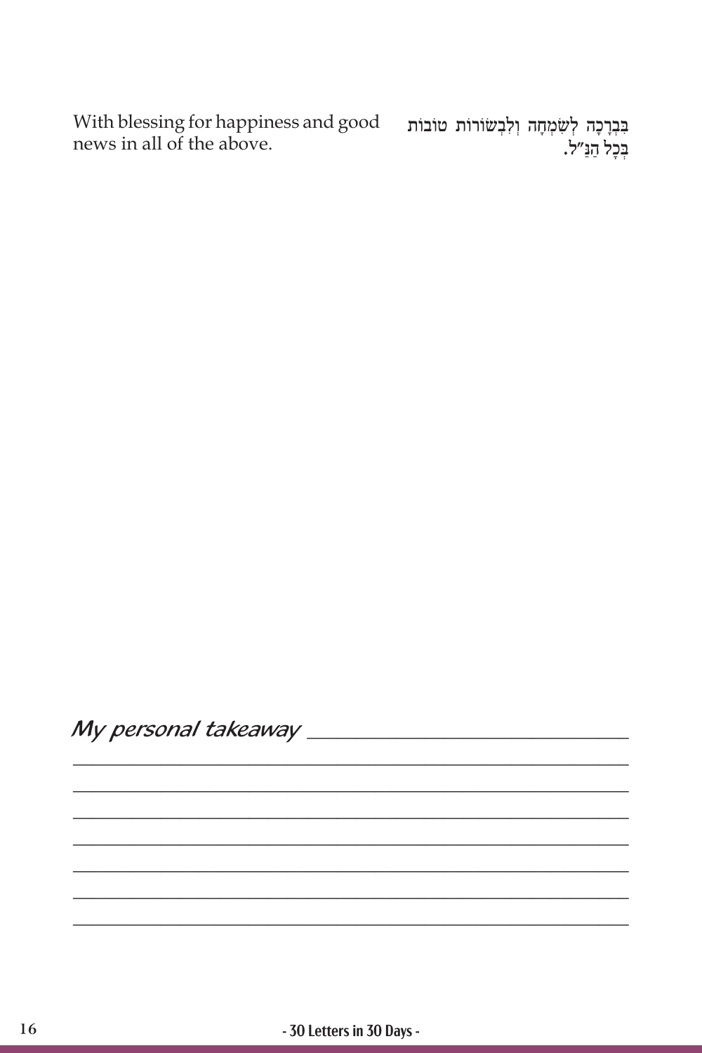With blessing for happiness and good news in all of the above.

בִּבְרָכָה לְשִׂמְחָה וְלִבְשׂוֹרוֹת טוֹבוֹת בְּכָל הַנַּ"ל.

*My personal takeaway* ____________________________

______________________________________________

______________________________________________

______________________________________________

______________________________________________

______________________________________________

______________________________________________

______________________________________________